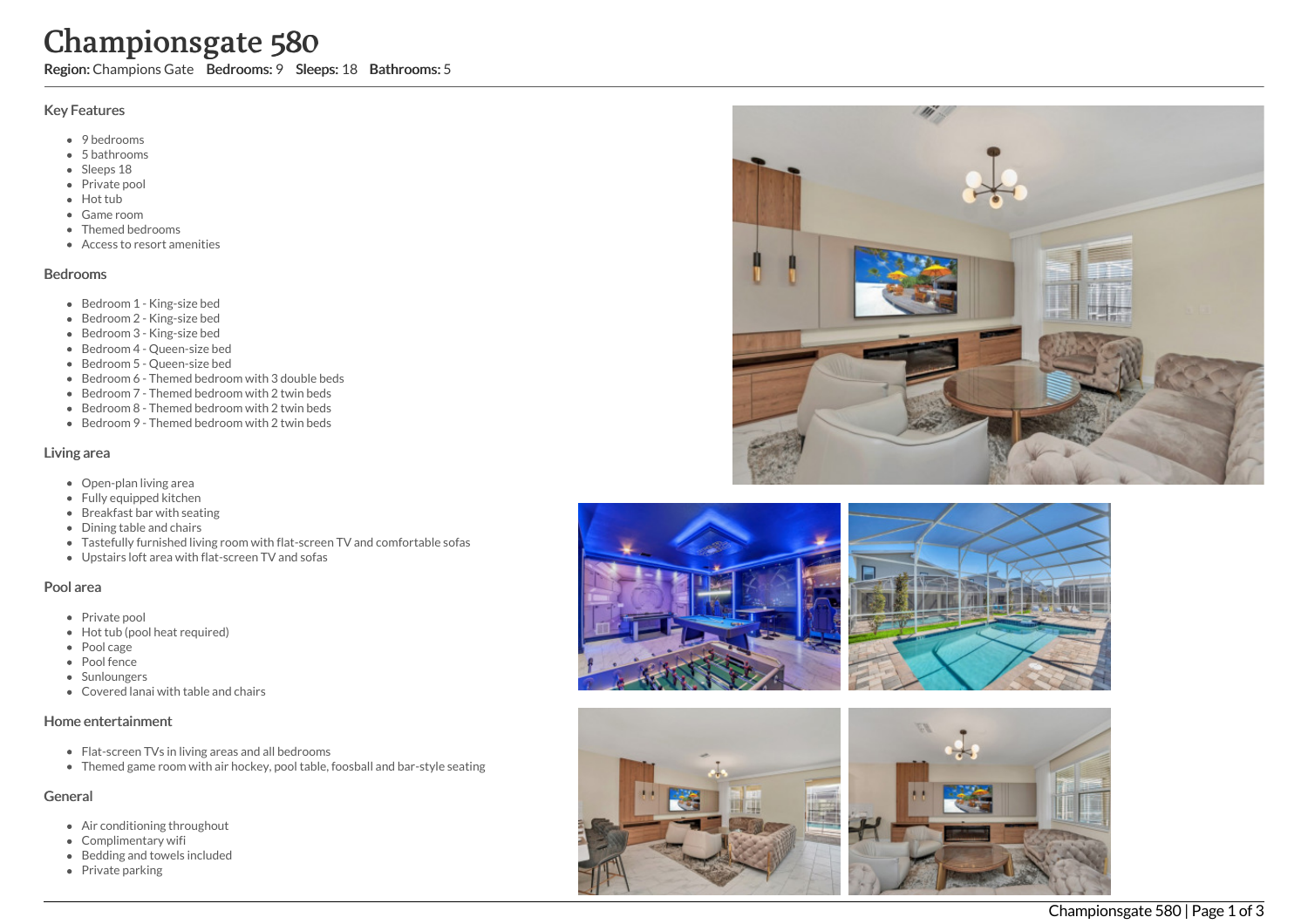# Championsgate 580

**Region:** Champions Gate **Bedrooms:** 9 **Sleeps:** 18 **Bathrooms:** 5

## Key Features

- 9 bedrooms
- 5 bathrooms
- Sleeps 18
- Private pool
- Hot tub
- Game room
- Themed bedrooms
- Access to resort amenities

## Bedrooms

- Bedroom 1 - King-size bed
- Bedroom 2 - King-size bed
- Bedroom 3 - King-size bed
- Bedroom 4 - Queen-size bed
- Bedroom 5 - Queen-size bed
- Bedroom 6 - Themed bedroom with 3 double beds
- Bedroom 7 - Themed bedroom with 2 twin beds
- Bedroom 8 - Themed bedroom with 2 twin beds
- Bedroom 9 - Themed bedroom with 2 twin beds

## Living area

- Open-plan living area
- Fully equipped kitchen
- Breakfast bar with seating
- Dining table and chairs
- Tastefully furnished living room with flat-screen TV and comfortable sofas
- Upstairs loft area with flat-screen TV and sofas

## Pool area

- Private pool
- Hot tub (pool heat required)
- Pool cage
- Pool fence
- Sunloungers
- Covered lanai with table and chairs

## Home entertainment

- Flat-screen TVs in living areas and all bedrooms
- Themed game room with air hockey, pool table, foosball and bar-style seating

## General

- Air conditioning throughout
- Complimentary wifi
- Bedding and towels included
- Private parking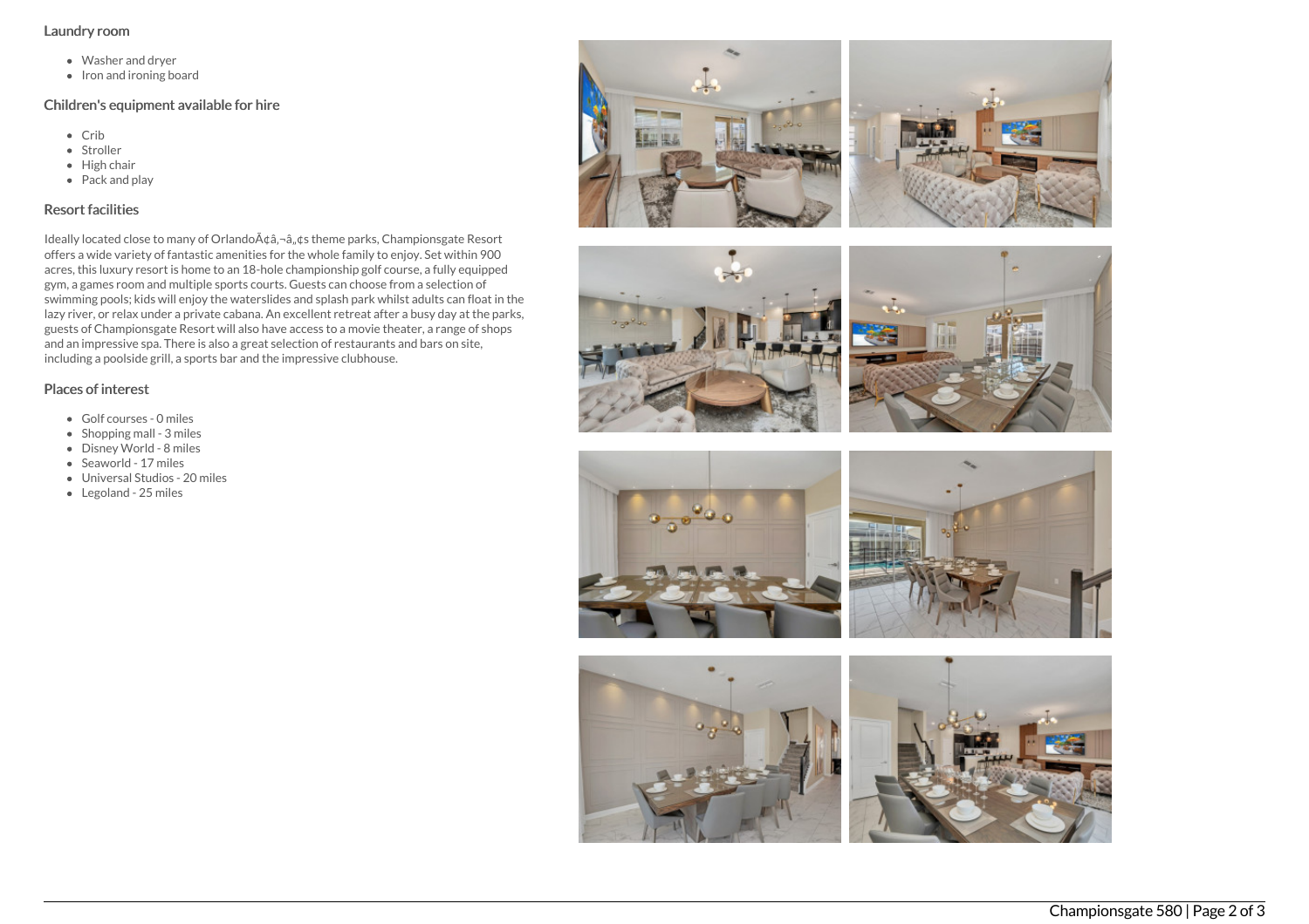### Laundry room

- Washer and dryer
- Iron and ironing board

### Children's equipment available for hire

- Crib
- Stroller
- High chair
- Pack and play

### Resort facilities

Ideally located close to many of OrlandoÃ¢â‚¬â„¢s theme parks, Championsgate Resort offers a wide variety of fantastic amenities for the whole family to enjoy. Set within 900 acres, this luxury resort is home to an 18-hole championship golf course, a fully equipped gym, a games room and multiple sports courts. Guests can choose from a selection of swimming pools; kids will enjoy the waterslides and splash park whilst adults can float in the lazy river, or relax under a private cabana. An excellent retreat after a busy day at the parks, guests of Championsgate Resort will also have access to a movie theater, a range of shops and an impressive spa. There is also a great selection of restaurants and bars on site, including a poolside grill, a sports bar and the impressive clubhouse.

### Places of interest

- Golf courses - 0 miles
- Shopping mall - 3 miles
- Disney World - 8 miles
- Seaworld - 17 miles
- Universal Studios - 20 miles
- Legoland - 25 miles